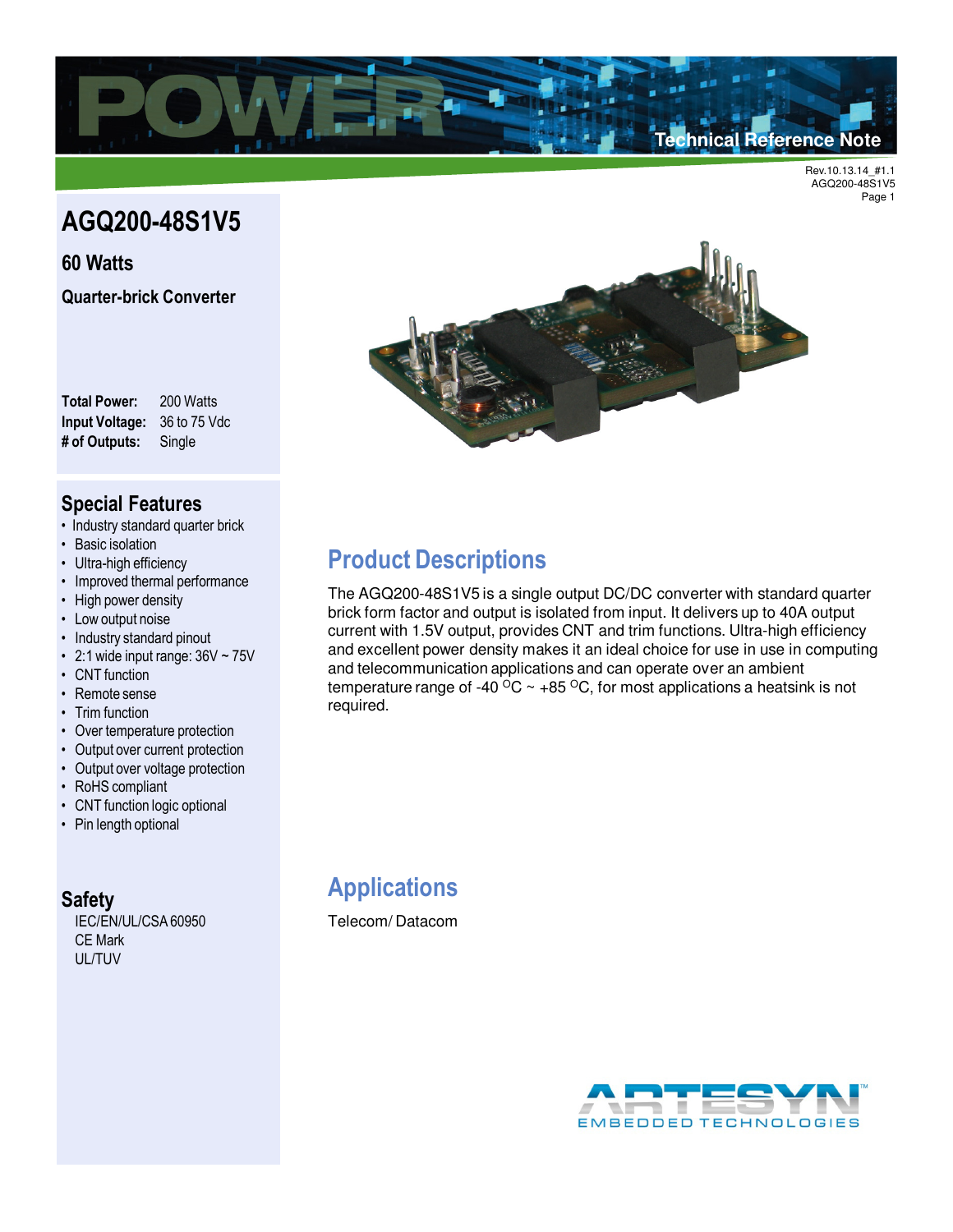Technical Reference Note

Rev.10.13.14_#1.1
AGQ200-48S1V5

# AGQ200-48S1V5

## 60 Watts

## Quarter-brick Converter

**Total Power:** 200 Watts
**Input Voltage:** 36 to 75 Vdc
**# of Outputs:** Single

## Special Features

- Industry standard quarter brick
- Basic isolation
- Ultra-high efficiency
- Improved thermal performance
- High power density
- Low output noise
- Industry standard pinout
- 2:1 wide input range: 36V ~ 75V
- CNT function
- Remote sense
- Trim function
- Over temperature protection
- Output over current protection
- Output over voltage protection
- RoHS compliant
- CNT function logic optional
- Pin length optional

## Safety

IEC/EN/UL/CSA 60950
CE Mark
UL/TUV

## Product Descriptions

The AGQ200-48S1V5 is a single output DC/DC converter with standard quarter brick form factor and output is isolated from input. It delivers up to 40A output current with 1.5V output, provides CNT and trim functions. Ultra-high efficiency and excellent power density makes it an ideal choice for use in use in computing and telecommunication applications and can operate over an ambient temperature range of -40 $^{O}$C ~ +85 $^{O}$C, for most applications a heatsink is not required.

## Applications

Telecom/ Datacom

ARTESYN EMBEDDED TECHNOLOGIES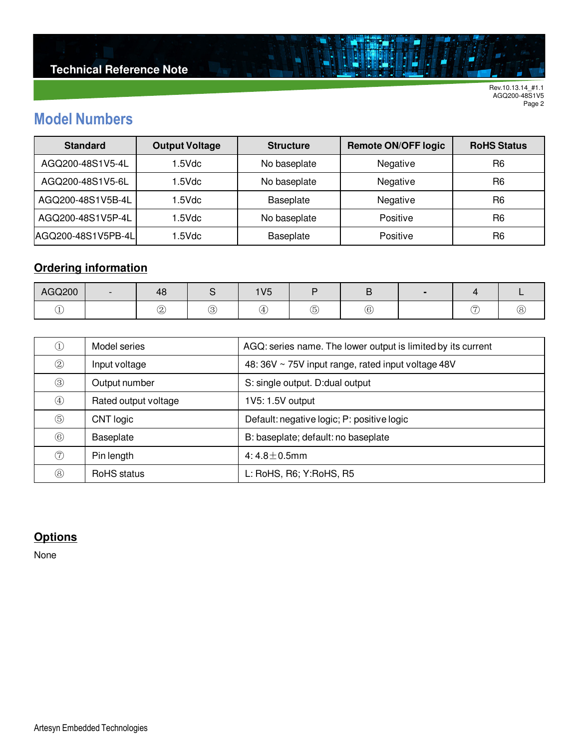## Model Numbers

| Standard | Output Voltage | Structure | Remote ON/OFF logic | RoHS Status |
|---|---|---|---|---|
| AGQ200-48S1V5-4L | 1.5Vdc | No baseplate | Negative | R6 |
| AGQ200-48S1V5-6L | 1.5Vdc | No baseplate | Negative | R6 |
| AGQ200-48S1V5B-4L | 1.5Vdc | Baseplate | Negative | R6 |
| AGQ200-48S1V5P-4L | 1.5Vdc | No baseplate | Positive | R6 |
| AGQ200-48S1V5PB-4L | 1.5Vdc | Baseplate | Positive | R6 |

## Ordering information

| AGQ200 | - | 48 | S | 1V5 | P | B | - | 4 | L |
|---|---|---|---|---|---|---|---|---|---|
| ① | | ② | ③ | ④ | ⑤ | ⑥ | | ⑦ | ⑧ |

| | | |
|---|---|---|
| ① | Model series | AGQ: series name. The lower output is limited by its current |
| ② | Input voltage | 48: 36V ~ 75V input range, rated input voltage 48V |
| ③ | Output number | S: single output. D:dual output |
| ④ | Rated output voltage | 1V5: 1.5V output |
| ⑤ | CNT logic | Default: negative logic; P: positive logic |
| ⑥ | Baseplate | B: baseplate; default: no baseplate |
| ⑦ | Pin length | 4: 4.8±0.5mm |
| ⑧ | RoHS status | L: RoHS, R6; Y:RoHS, R5 |

## Options

None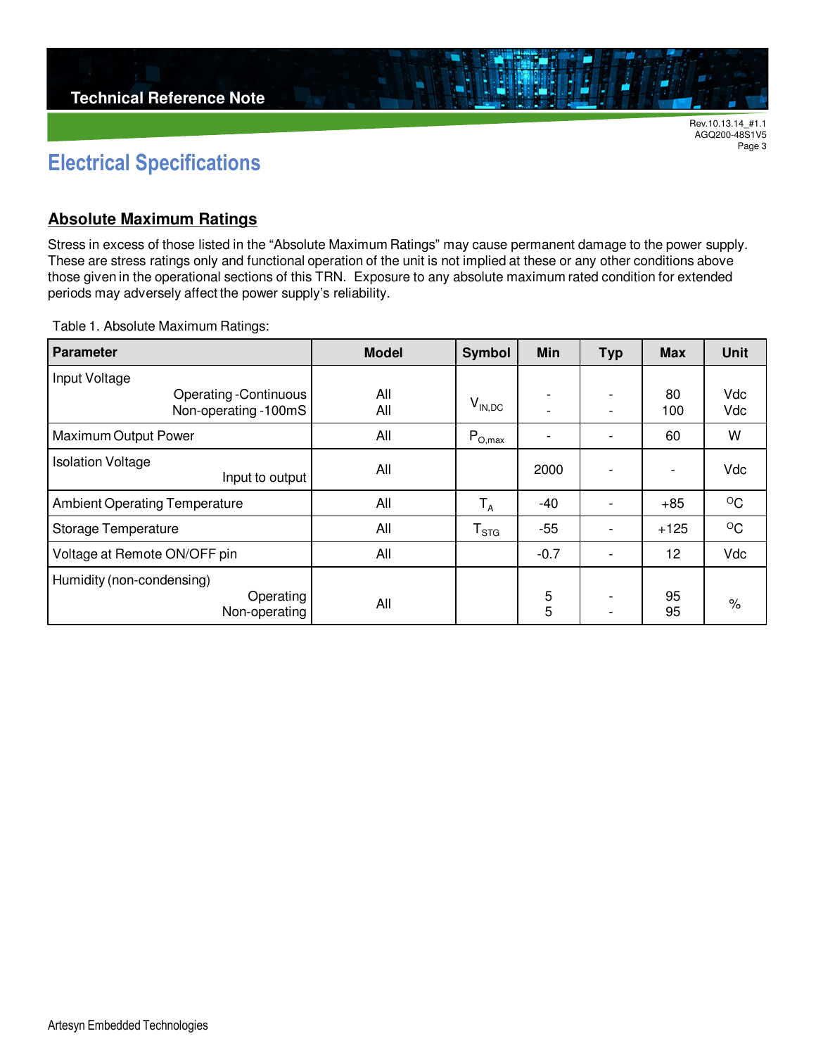# Electrical Specifications

## Absolute Maximum Ratings

Stress in excess of those listed in the “Absolute Maximum Ratings” may cause permanent damage to the power supply. These are stress ratings only and functional operation of the unit is not implied at these or any other conditions above those given in the operational sections of this TRN. Exposure to any absolute maximum rated condition for extended periods may adversely affect the power supply’s reliability.

Table 1. Absolute Maximum Ratings:

| Parameter | Model | Symbol | Min | Typ | Max | Unit |
|---|---|---|---|---|---|---|
| Input Voltage<br>Operating -Continuous<br>Non-operating -100mS | <br>All<br>All | $V_{IN,DC}$ | <br>-<br>- | <br>-<br>- | <br>80<br>100 | <br>Vdc<br>Vdc |
| Maximum Output Power | All | $P_{O,max}$ | - | - | 60 | W |
| Isolation Voltage<br>Input to output | All | | 2000 | - | - | Vdc |
| Ambient Operating Temperature | All | $T_A$ | -40 | - | +85 | $^{O}C$ |
| Storage Temperature | All | $T_{STG}$ | -55 | - | +125 | $^{O}C$ |
| Voltage at Remote ON/OFF pin | All | | -0.7 | - | 12 | Vdc |
| Humidity (non-condensing)<br>Operating<br>Non-operating | All | | <br>5<br>5 | <br>-<br>- | <br>95<br>95 | % |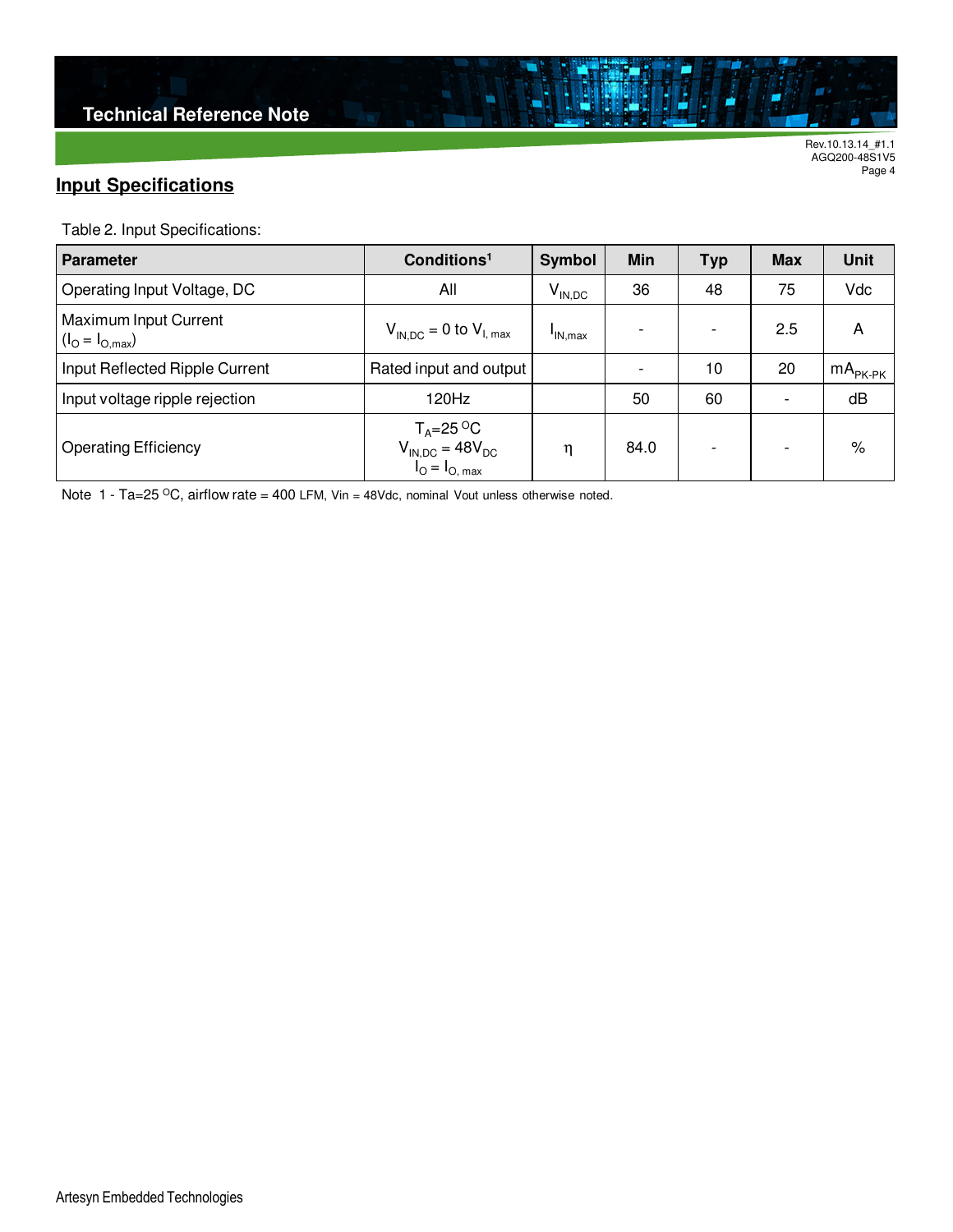## Input Specifications

Table 2. Input Specifications:

| Parameter | Conditions[1] | Symbol | Min | Typ | Max | Unit |
|---|---|---|---|---|---|---|
| Operating Input Voltage, DC | All | $V_{IN,DC}$ | 36 | 48 | 75 | Vdc |
| Maximum Input Current ($I_O = I_{O,max}$) | $V_{IN,DC}$ = 0 to $V_{I,\ max}$ | $I_{IN,max}$ | - | - | 2.5 | A |
| Input Reflected Ripple Current | Rated input and output | | - | 10 | 20 | $mA_{PK-PK}$ |
| Input voltage ripple rejection | 120Hz | | 50 | 60 | - | dB |
| Operating Efficiency | $T_A$=25 °C $V_{IN,DC}$ = 48$V_{DC}$ $I_O = I_{O,\ max}$ | η | 84.0 | - | - | % |

Note 1 - Ta=25 °C, airflow rate = 400 LFM, Vin = 48Vdc, nominal Vout unless otherwise noted.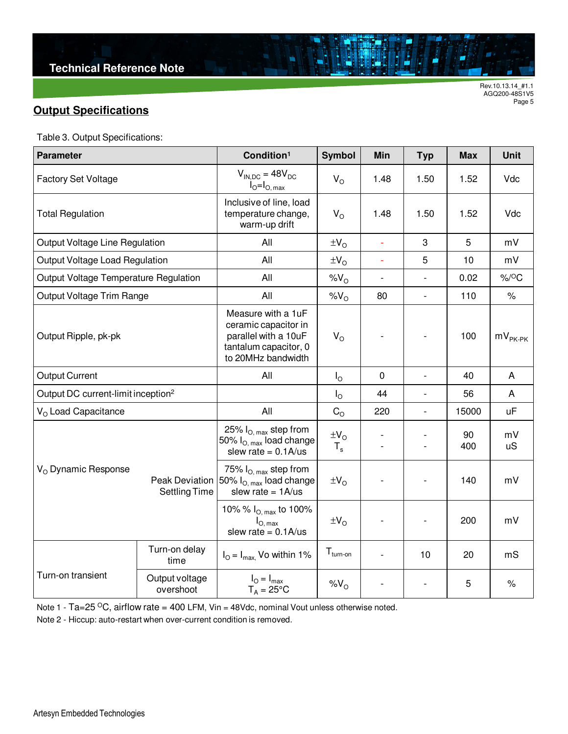## Output Specifications

Table 3. Output Specifications:

| Parameter | | Condition[1] | Symbol | Min | Typ | Max | Unit |
|---|---|---|---|---|---|---|---|
| Factory Set Voltage | | $V_{IN,DC}$ = 48$V_{DC}$ $I_O$=$I_{O,max}$ | $V_O$ | 1.48 | 1.50 | 1.52 | Vdc |
| Total Regulation | | Inclusive of line, load temperature change, warm-up drift | $V_O$ | 1.48 | 1.50 | 1.52 | Vdc |
| Output Voltage Line Regulation | | All | ±$V_O$ | - | 3 | 5 | mV |
| Output Voltage Load Regulation | | All | ±$V_O$ | - | 5 | 10 | mV |
| Output Voltage Temperature Regulation | | All | %$V_O$ | - | - | 0.02 | %/°C |
| Output Voltage Trim Range | | All | %$V_O$ | 80 | - | 110 | % |
| Output Ripple, pk-pk | | Measure with a 1uF ceramic capacitor in parallel with a 10uF tantalum capacitor, 0 to 20MHz bandwidth | $V_O$ | - | - | 100 | $mV_{PK-PK}$ |
| Output Current | | All | $I_O$ | 0 | - | 40 | A |
| Output DC current-limit inception[2] | | | $I_O$ | 44 | - | 56 | A |
| $V_O$ Load Capacitance | | All | $C_O$ | 220 | - | 15000 | uF |
| $V_O$ Dynamic Response | Peak Deviation Settling Time | 25% $I_{O,max}$ step from 50% $I_{O,max}$ load change slew rate = 0.1A/us | ±$V_O$ $T_s$ | - - | - - | 90 400 | mV uS |
| | | 75% $I_{O,max}$ step from 50% $I_{O,max}$ load change slew rate = 1A/us | ±$V_O$ | - | - | 140 | mV |
| | | 10% % $I_{O,max}$ to 100% $I_{O,max}$ slew rate = 0.1A/us | ±$V_O$ | - | - | 200 | mV |
| Turn-on transient | Turn-on delay time | $I_O$ = $I_{max}$, Vo within 1% | $T_{turn-on}$ | - | 10 | 20 | mS |
| | Output voltage overshoot | $I_O$ = $I_{max}$ $T_A$ = 25°C | %$V_O$ | - | - | 5 | % |

Note 1 - Ta=25 °C, airflow rate = 400 LFM, Vin = 48Vdc, nominal Vout unless otherwise noted.

Note 2 - Hiccup: auto-restart when over-current condition is removed.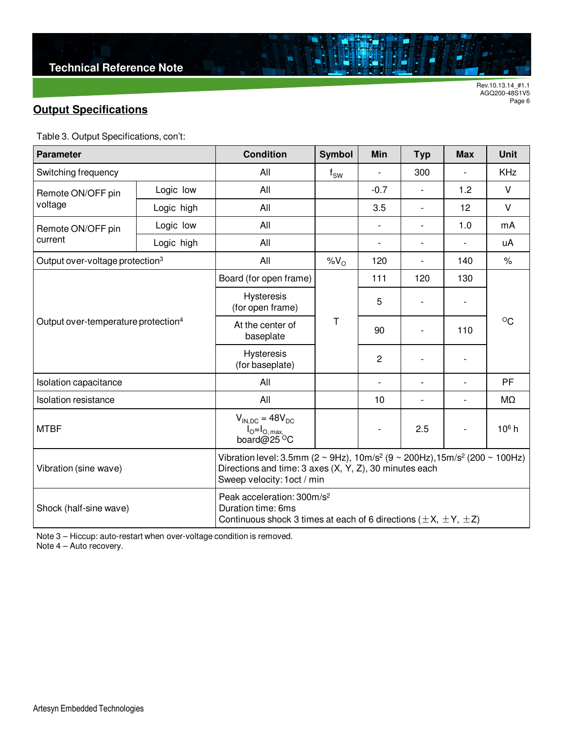## Output Specifications

Table 3. Output Specifications, con't:

| Parameter | | Condition | Symbol | Min | Typ | Max | Unit |
|---|---|---|---|---|---|---|---|
| Switching frequency | | All | $f_{SW}$ | - | 300 | - | KHz |
| Remote ON/OFF pin voltage | Logic low | All | | -0.7 | - | 1.2 | V |
| | Logic high | All | | 3.5 | - | 12 | V |
| Remote ON/OFF pin current | Logic low | All | | - | - | 1.0 | mA |
| | Logic high | All | | - | - | - | uA |
| Output over-voltage protection[3] | | All | $\%V_O$ | 120 | - | 140 | % |
| Output over-temperature protection[4] | | Board (for open frame) | T | 111 | 120 | 130 | $^{O}C$ |
| | | Hysteresis (for open frame) | | 5 | - | - | |
| | | At the center of baseplate | | 90 | - | 110 | |
| | | Hysteresis (for baseplate) | | 2 | - | - | |
| Isolation capacitance | | All | | - | - | - | PF |
| Isolation resistance | | All | | 10 | - | - | MΩ |
| MTBF | | $V_{IN,DC}$ = 48$V_{DC}$ $I_O$=$I_{O,\ max,}$ board@25 $^{O}C$ | | - | 2.5 | - | $10^6$ h |
| Vibration (sine wave) | | Vibration level: 3.5mm (2 ~ 9Hz), 10m/s² (9 ~ 200Hz),15m/s² (200 ~ 100Hz)<br>Directions and time: 3 axes (X, Y, Z), 30 minutes each<br>Sweep velocity: 1oct / min | | | | | |
| Shock (half-sine wave) | | Peak acceleration: 300m/s²<br>Duration time: 6ms<br>Continuous shock 3 times at each of 6 directions (±X, ±Y, ±Z) | | | | | |

Note 3 – Hiccup: auto-restart when over-voltage condition is removed.
Note 4 – Auto recovery.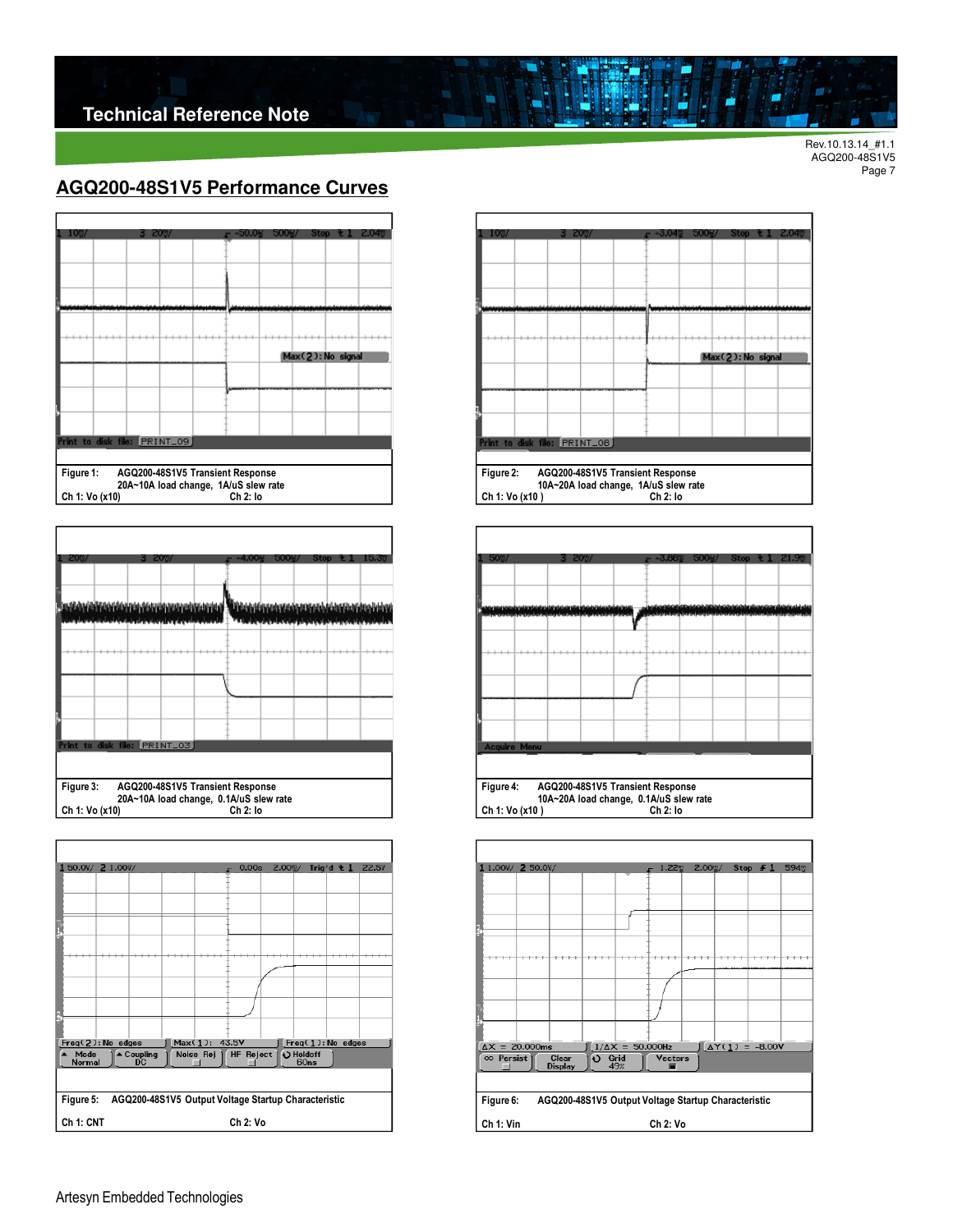## AGQ200-48S1V5 Performance Curves

Figure 1: AGQ200-48S1V5 Transient Response
20A~10A load change, 1A/uS slew rate
Ch 1: Vo (x10) Ch 2: Io

Figure 2: AGQ200-48S1V5 Transient Response
10A~20A load change, 1A/uS slew rate
Ch 1: Vo (x10 ) Ch 2: Io

Figure 3: AGQ200-48S1V5 Transient Response
20A~10A load change, 0.1A/uS slew rate
Ch 1: Vo (x10) Ch 2: Io

Figure 4: AGQ200-48S1V5 Transient Response
10A~20A load change, 0.1A/uS slew rate
Ch 1: Vo (x10 ) Ch 2: Io

Figure 5: AGQ200-48S1V5 Output Voltage Startup Characteristic
Ch 1: CNT Ch 2: Vo

Figure 6: AGQ200-48S1V5 Output Voltage Startup Characteristic
Ch 1: Vin Ch 2: Vo

Artesyn Embedded Technologies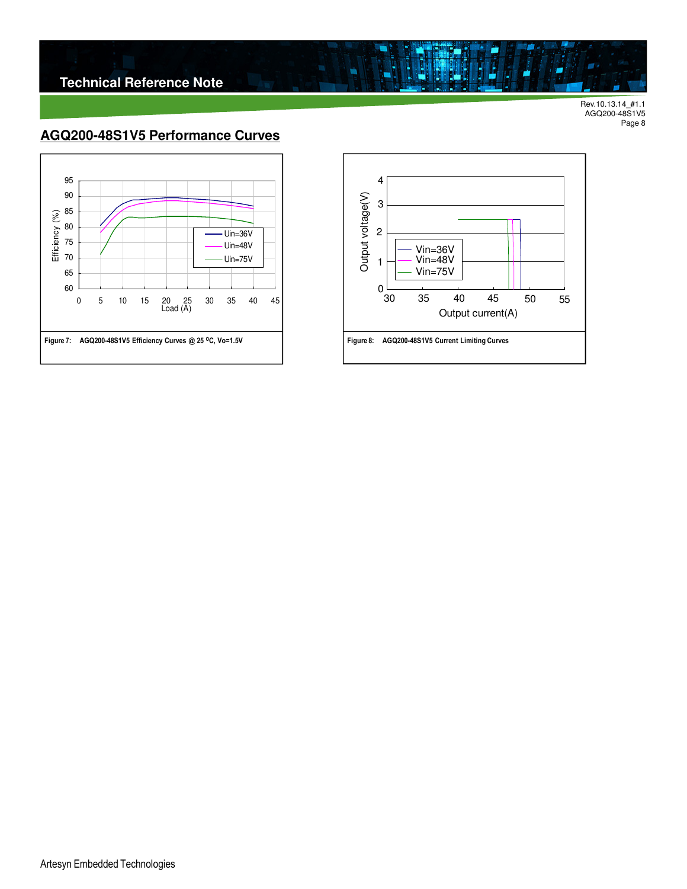## AGQ200-48S1V5 Performance Curves

Figure 7: AGQ200-48S1V5 Efficiency Curves @ 25 °C, Vo=1.5V

Figure 8: AGQ200-48S1V5 Current Limiting Curves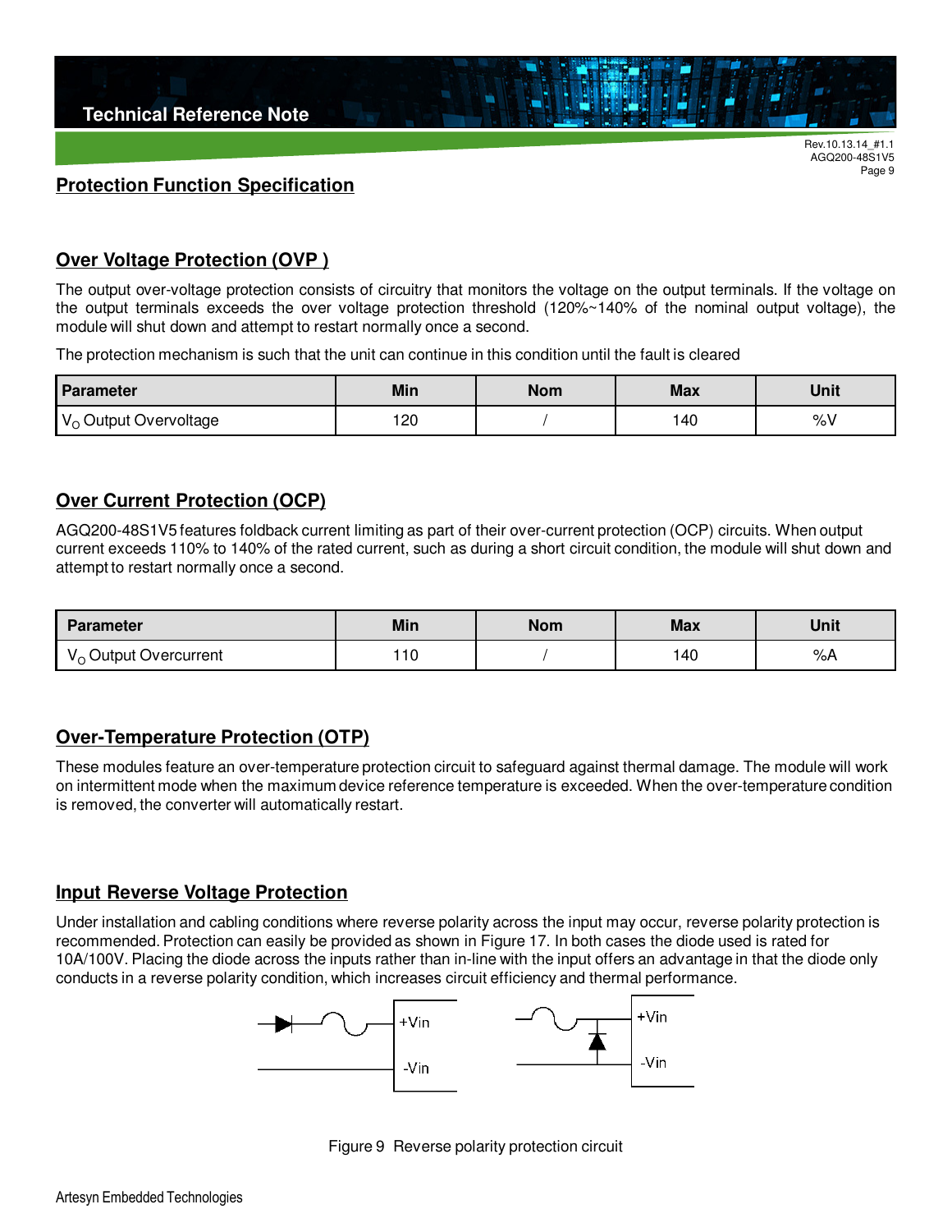## Protection Function Specification

### Over Voltage Protection (OVP )

The output over-voltage protection consists of circuitry that monitors the voltage on the output terminals. If the voltage on the output terminals exceeds the over voltage protection threshold (120%~140% of the nominal output voltage), the module will shut down and attempt to restart normally once a second.

The protection mechanism is such that the unit can continue in this condition until the fault is cleared

| Parameter | Min | Nom | Max | Unit |
|---|---|---|---|---|
| $V_O$ Output Overvoltage | 120 | / | 140 | %V |

### Over Current Protection (OCP)

AGQ200-48S1V5 features foldback current limiting as part of their over-current protection (OCP) circuits. When output current exceeds 110% to 140% of the rated current, such as during a short circuit condition, the module will shut down and attempt to restart normally once a second.

| Parameter | Min | Nom | Max | Unit |
|---|---|---|---|---|
| $V_O$ Output Overcurrent | 110 | / | 140 | %A |

### Over-Temperature Protection (OTP)

These modules feature an over-temperature protection circuit to safeguard against thermal damage. The module will work on intermittent mode when the maximum device reference temperature is exceeded. When the over-temperature condition is removed, the converter will automatically restart.

### Input Reverse Voltage Protection

Under installation and cabling conditions where reverse polarity across the input may occur, reverse polarity protection is recommended. Protection can easily be provided as shown in Figure 17. In both cases the diode used is rated for 10A/100V. Placing the diode across the inputs rather than in-line with the input offers an advantage in that the diode only conducts in a reverse polarity condition, which increases circuit efficiency and thermal performance.

+Vin  
-Vin  
+Vin  
-Vin

Figure 9 Reverse polarity protection circuit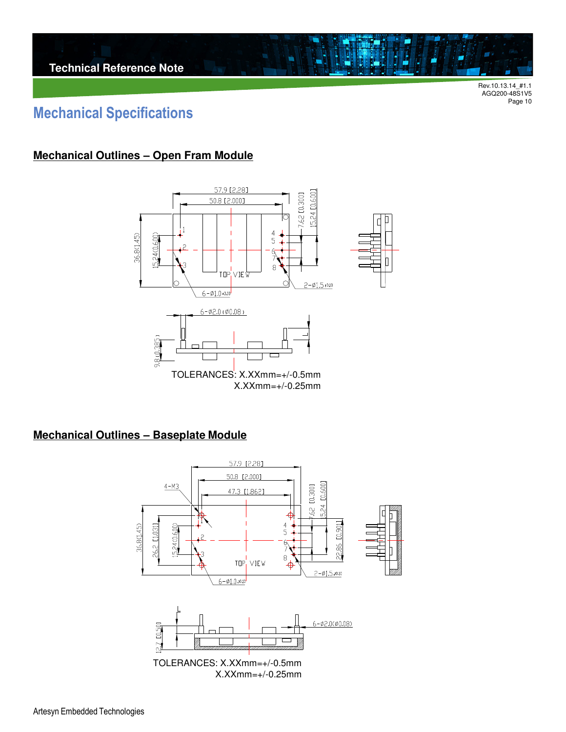# Mechanical Specifications

## Mechanical Outlines – Open Fram Module

TOLERANCES: X.XXmm=+/-0.5mm
X.XXmm=+/-0.25mm

## Mechanical Outlines – Baseplate Module

TOLERANCES: X.XXmm=+/-0.5mm
X.XXmm=+/-0.25mm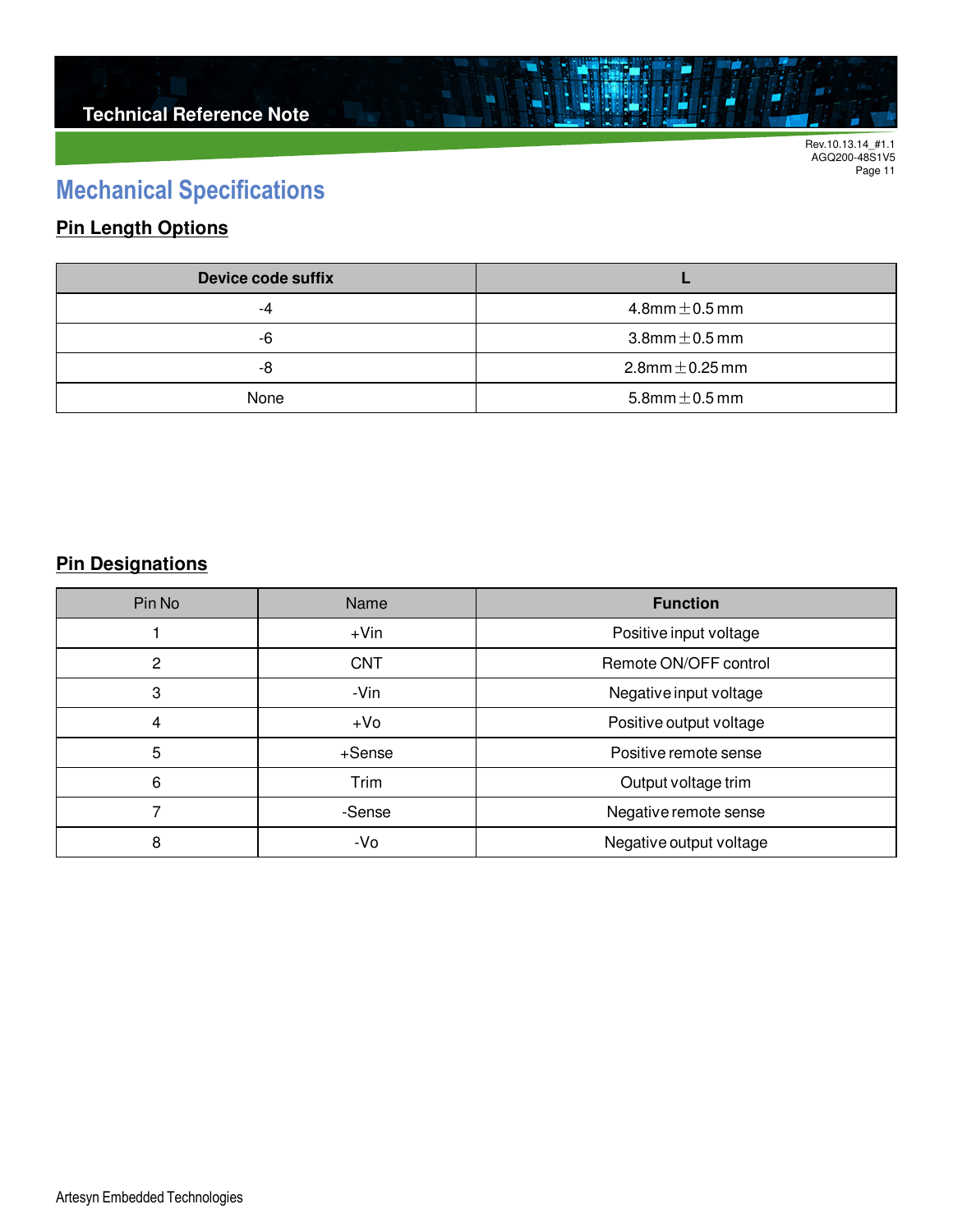# Mechanical Specifications

## Pin Length Options

| Device code suffix | L |
|---|---|
| -4 | 4.8mm ± 0.5 mm |
| -6 | 3.8mm ± 0.5 mm |
| -8 | 2.8mm ± 0.25 mm |
| None | 5.8mm ± 0.5 mm |

## Pin Designations

| Pin No | Name | Function |
|---|---|---|
| 1 | +Vin | Positive input voltage |
| 2 | CNT | Remote ON/OFF control |
| 3 | -Vin | Negative input voltage |
| 4 | +Vo | Positive output voltage |
| 5 | +Sense | Positive remote sense |
| 6 | Trim | Output voltage trim |
| 7 | -Sense | Negative remote sense |
| 8 | -Vo | Negative output voltage |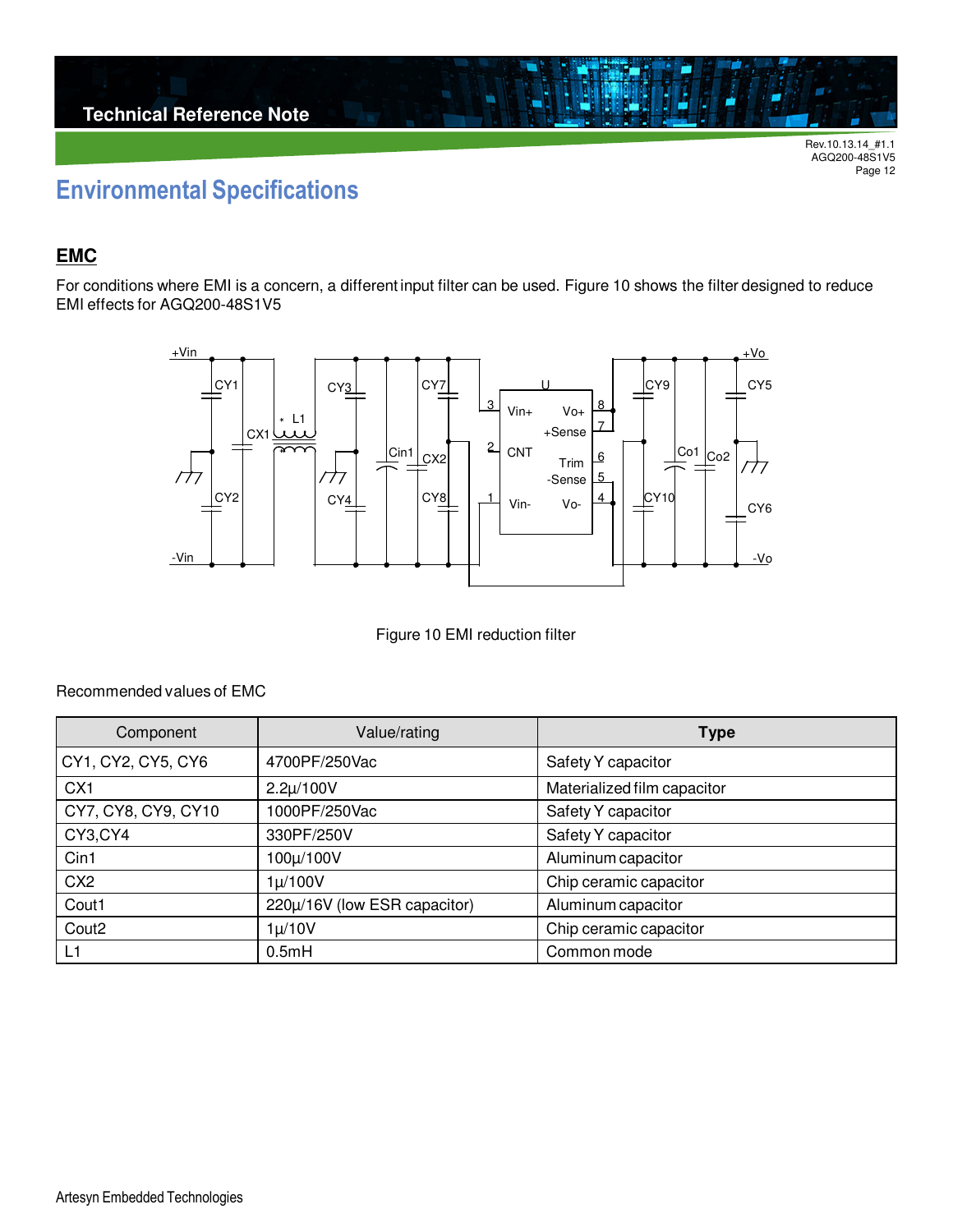# Environmental Specifications

## EMC

For conditions where EMI is a concern, a different input filter can be used. Figure 10 shows the filter designed to reduce EMI effects for AGQ200-48S1V5

Figure 10 EMI reduction filter

Recommended values of EMC

| Component | Value/rating | **Type** |
|---|---|---|
| CY1, CY2, CY5, CY6 | 4700PF/250Vac | Safety Y capacitor |
| CX1 | 2.2μ/100V | Materialized film capacitor |
| CY7, CY8, CY9, CY10 | 1000PF/250Vac | Safety Y capacitor |
| CY3,CY4 | 330PF/250V | Safety Y capacitor |
| Cin1 | 100μ/100V | Aluminum capacitor |
| CX2 | 1μ/100V | Chip ceramic capacitor |
| Cout1 | 220μ/16V (low ESR capacitor) | Aluminum capacitor |
| Cout2 | 1μ/10V | Chip ceramic capacitor |
| L1 | 0.5mH | Common mode |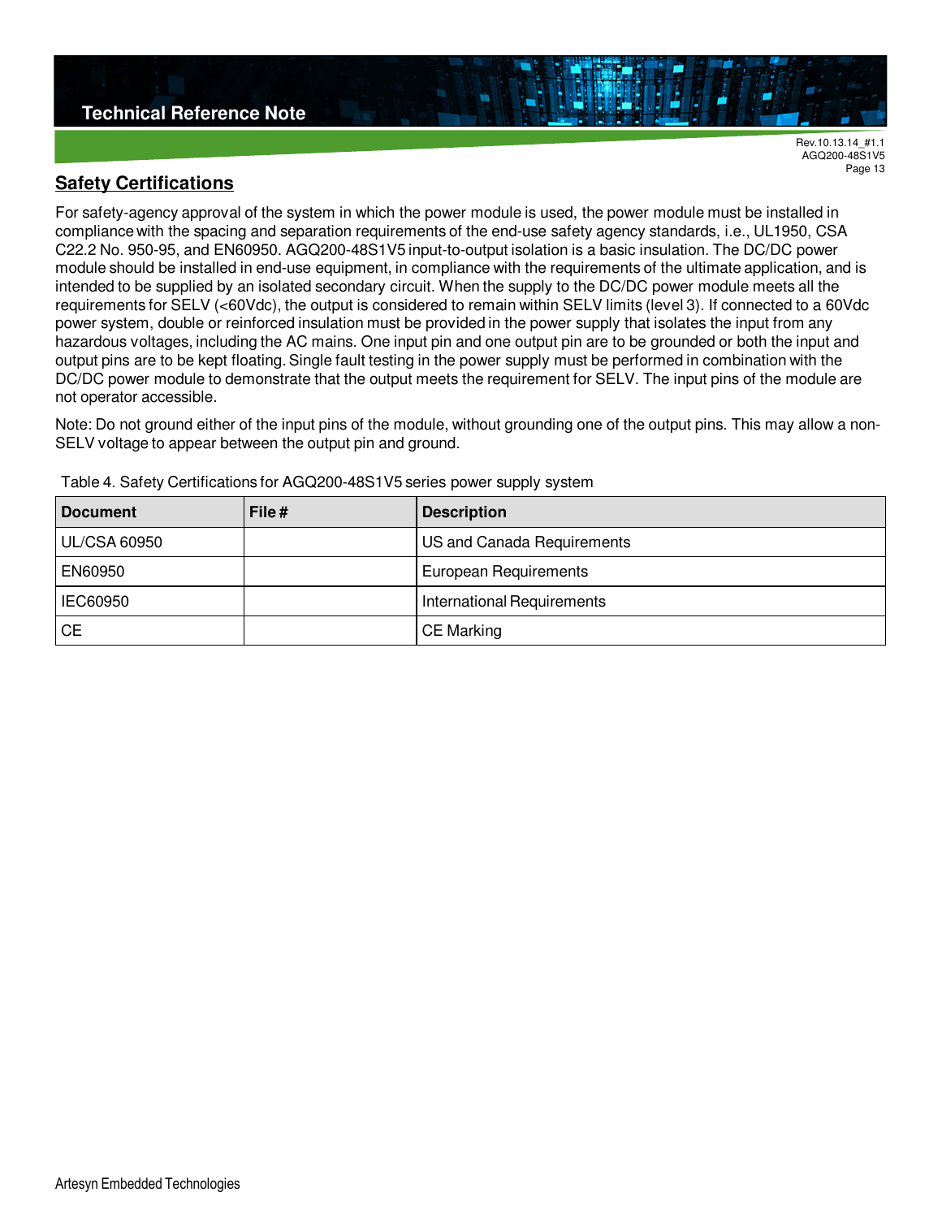## Safety Certifications

For safety-agency approval of the system in which the power module is used, the power module must be installed in compliance with the spacing and separation requirements of the end-use safety agency standards, i.e., UL1950, CSA C22.2 No. 950-95, and EN60950. AGQ200-48S1V5 input-to-output isolation is a basic insulation. The DC/DC power module should be installed in end-use equipment, in compliance with the requirements of the ultimate application, and is intended to be supplied by an isolated secondary circuit. When the supply to the DC/DC power module meets all the requirements for SELV (<60Vdc), the output is considered to remain within SELV limits (level 3). If connected to a 60Vdc power system, double or reinforced insulation must be provided in the power supply that isolates the input from any hazardous voltages, including the AC mains. One input pin and one output pin are to be grounded or both the input and output pins are to be kept floating. Single fault testing in the power supply must be performed in combination with the DC/DC power module to demonstrate that the output meets the requirement for SELV. The input pins of the module are not operator accessible.

Note: Do not ground either of the input pins of the module, without grounding one of the output pins. This may allow a non-SELV voltage to appear between the output pin and ground.

Table 4. Safety Certifications for AGQ200-48S1V5 series power supply system

| Document | File # | Description |
|---|---|---|
| UL/CSA 60950 | | US and Canada Requirements |
| EN60950 | | European Requirements |
| IEC60950 | | International Requirements |
| CE | | CE Marking |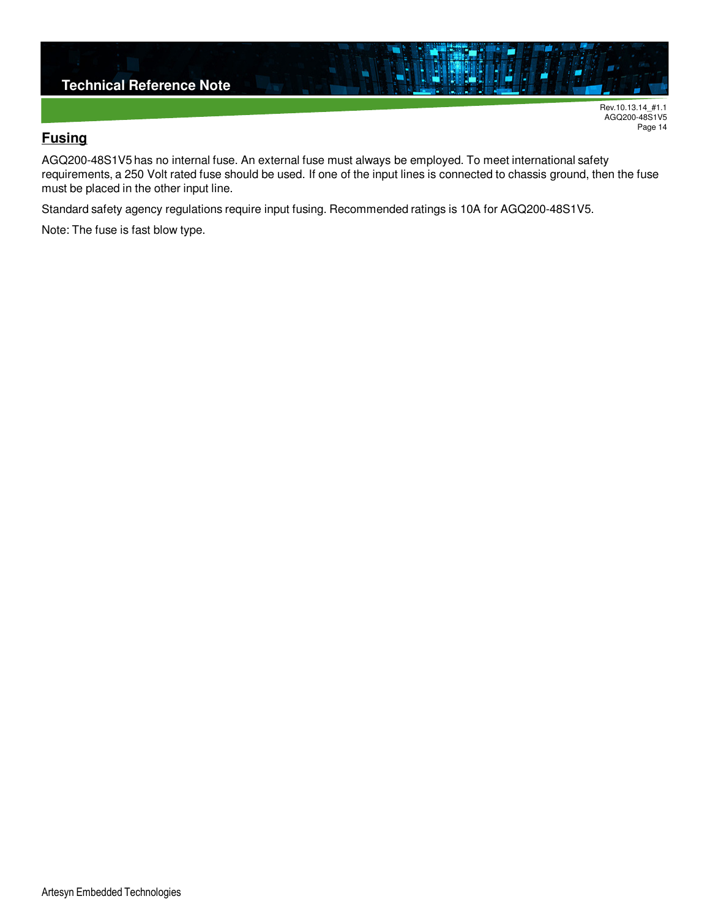## Fusing

AGQ200-48S1V5 has no internal fuse. An external fuse must always be employed. To meet international safety requirements, a 250 Volt rated fuse should be used. If one of the input lines is connected to chassis ground, then the fuse must be placed in the other input line.

Standard safety agency regulations require input fusing. Recommended ratings is 10A for AGQ200-48S1V5.

Note: The fuse is fast blow type.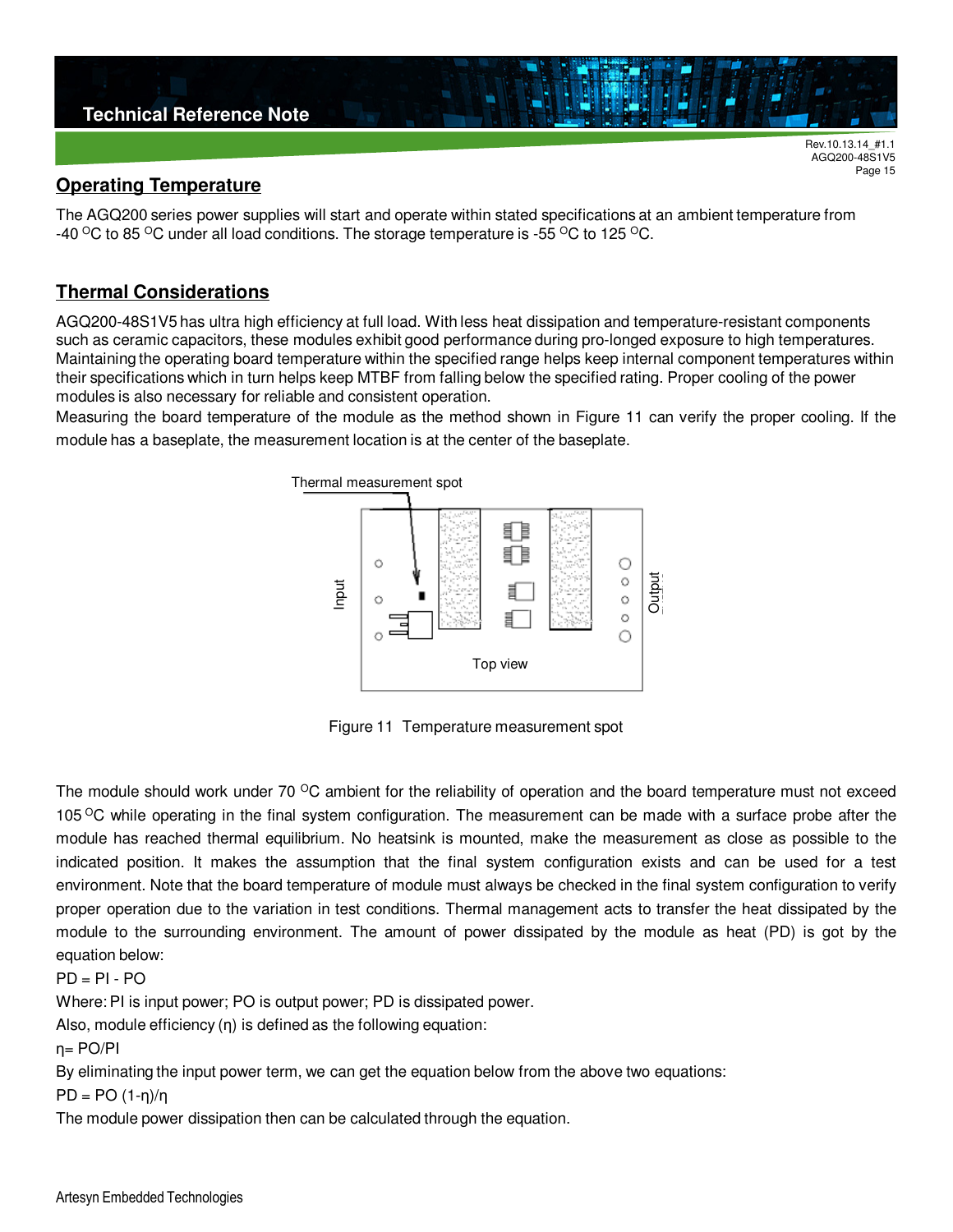## Operating Temperature

The AGQ200 series power supplies will start and operate within stated specifications at an ambient temperature from -40 $^{O}$C to 85 $^{O}$C under all load conditions. The storage temperature is -55 $^{O}$C to 125 $^{O}$C.

## Thermal Considerations

AGQ200-48S1V5 has ultra high efficiency at full load. With less heat dissipation and temperature-resistant components such as ceramic capacitors, these modules exhibit good performance during pro-longed exposure to high temperatures. Maintaining the operating board temperature within the specified range helps keep internal component temperatures within their specifications which in turn helps keep MTBF from falling below the specified rating. Proper cooling of the power modules is also necessary for reliable and consistent operation.

Measuring the board temperature of the module as the method shown in Figure 11 can verify the proper cooling. If the module has a baseplate, the measurement location is at the center of the baseplate.

Thermal measurement spot

Input

Output

Top view

Figure 11 Temperature measurement spot

The module should work under 70 $^{O}$C ambient for the reliability of operation and the board temperature must not exceed 105 $^{O}$C while operating in the final system configuration. The measurement can be made with a surface probe after the module has reached thermal equilibrium. No heatsink is mounted, make the measurement as close as possible to the indicated position. It makes the assumption that the final system configuration exists and can be used for a test environment. Note that the board temperature of module must always be checked in the final system configuration to verify proper operation due to the variation in test conditions. Thermal management acts to transfer the heat dissipated by the module to the surrounding environment. The amount of power dissipated by the module as heat (PD) is got by the equation below:

$PD = PI - PO$

Where: PI is input power; PO is output power; PD is dissipated power.

Also, module efficiency (η) is defined as the following equation:

$\eta = PO/PI$

By eliminating the input power term, we can get the equation below from the above two equations:

$PD = PO\,(1-\eta)/\eta$

The module power dissipation then can be calculated through the equation.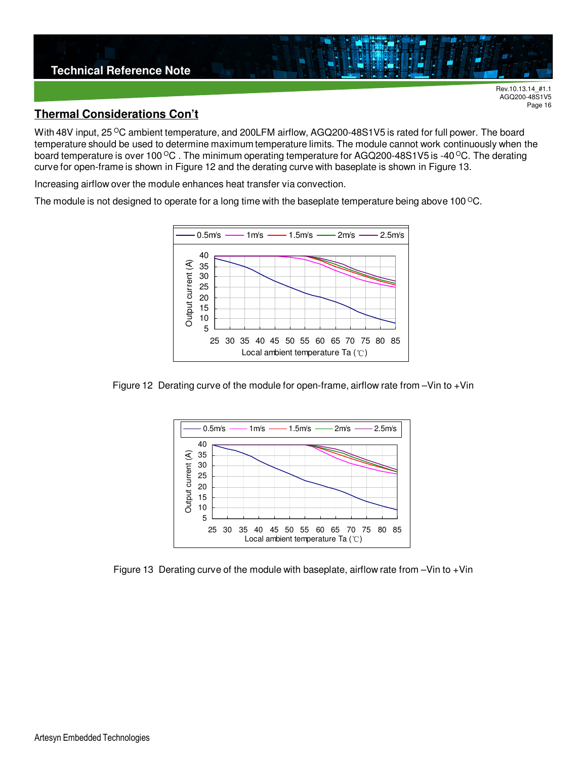## Thermal Considerations Con't

With 48V input, 25 °C ambient temperature, and 200LFM airflow, AGQ200-48S1V5 is rated for full power. The board temperature should be used to determine maximum temperature limits. The module cannot work continuously when the board temperature is over 100 °C . The minimum operating temperature for AGQ200-48S1V5 is -40 °C. The derating curve for open-frame is shown in Figure 12 and the derating curve with baseplate is shown in Figure 13.

Increasing airflow over the module enhances heat transfer via convection.

The module is not designed to operate for a long time with the baseplate temperature being above 100 °C.

Figure 12 Derating curve of the module for open-frame, airflow rate from –Vin to +Vin

Figure 13 Derating curve of the module with baseplate, airflow rate from –Vin to +Vin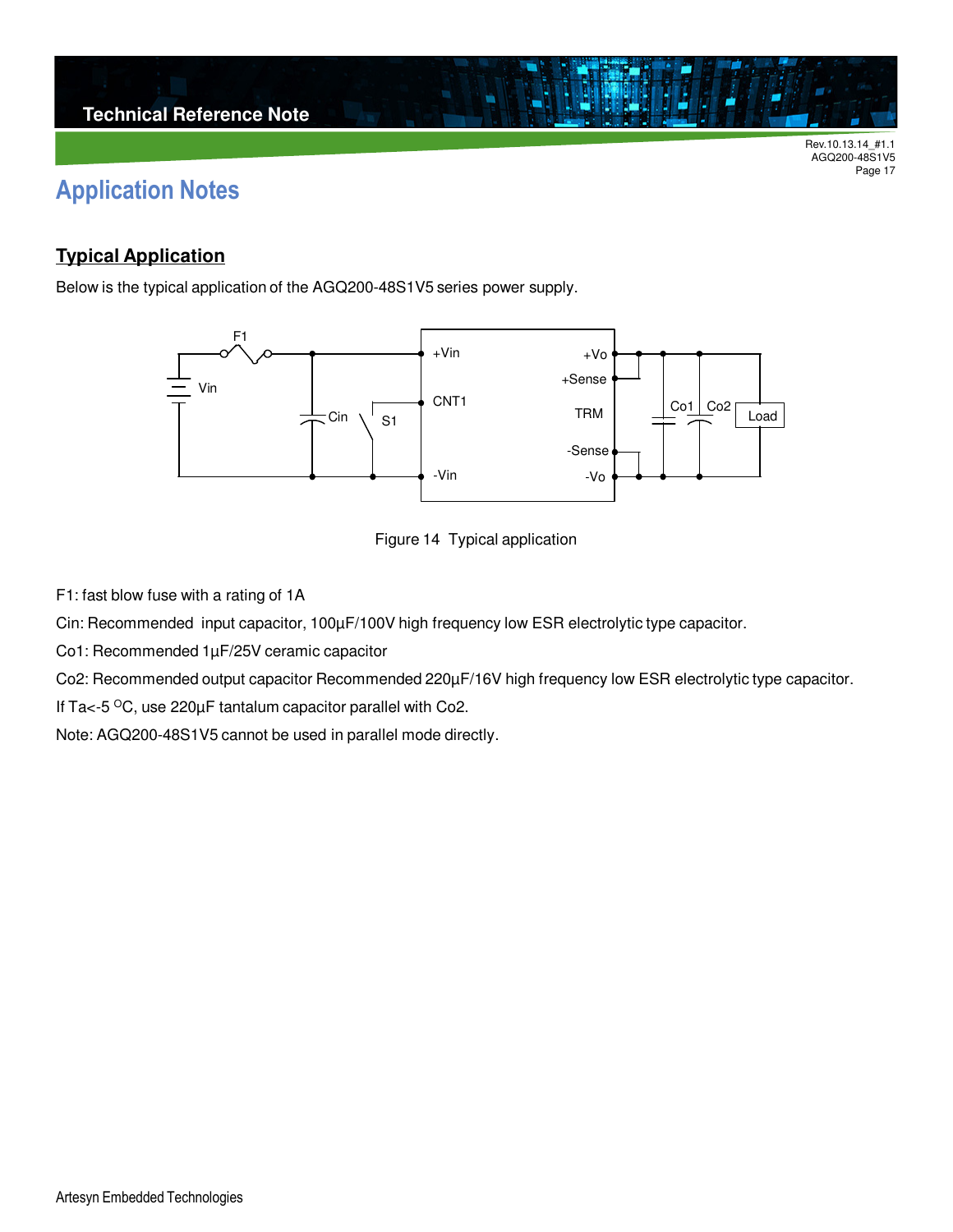# Application Notes

## Typical Application

Below is the typical application of the AGQ200-48S1V5 series power supply.

Figure 14 Typical application

F1: fast blow fuse with a rating of 1A

Cin: Recommended input capacitor, 100µF/100V high frequency low ESR electrolytic type capacitor.

Co1: Recommended 1µF/25V ceramic capacitor

Co2: Recommended output capacitor Recommended 220µF/16V high frequency low ESR electrolytic type capacitor.

If Ta<-5 $^{O}$C, use 220µF tantalum capacitor parallel with Co2.

Note: AGQ200-48S1V5 cannot be used in parallel mode directly.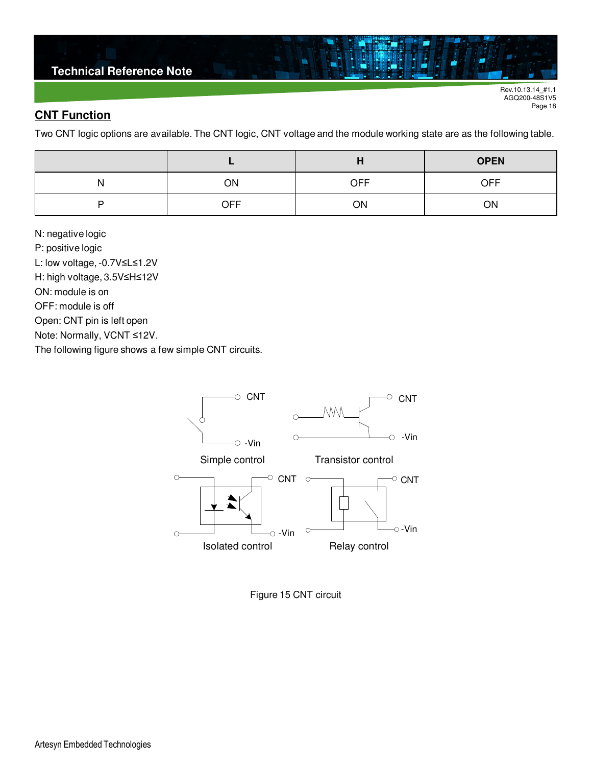## CNT Function

Two CNT logic options are available. The CNT logic, CNT voltage and the module working state are as the following table.

| | L | H | OPEN |
|---|---|---|---|
| N | ON | OFF | OFF |
| P | OFF | ON | ON |

N: negative logic
P: positive logic
L: low voltage, -0.7V≤L≤1.2V
H: high voltage, 3.5V≤H≤12V
ON: module is on
OFF: module is off
Open: CNT pin is left open
Note: Normally, VCNT ≤12V.
The following figure shows a few simple CNT circuits.

CNT
-Vin
Simple control

CNT
-Vin
Transistor control

CNT
-Vin
Isolated control

CNT
-Vin
Relay control

Figure 15 CNT circuit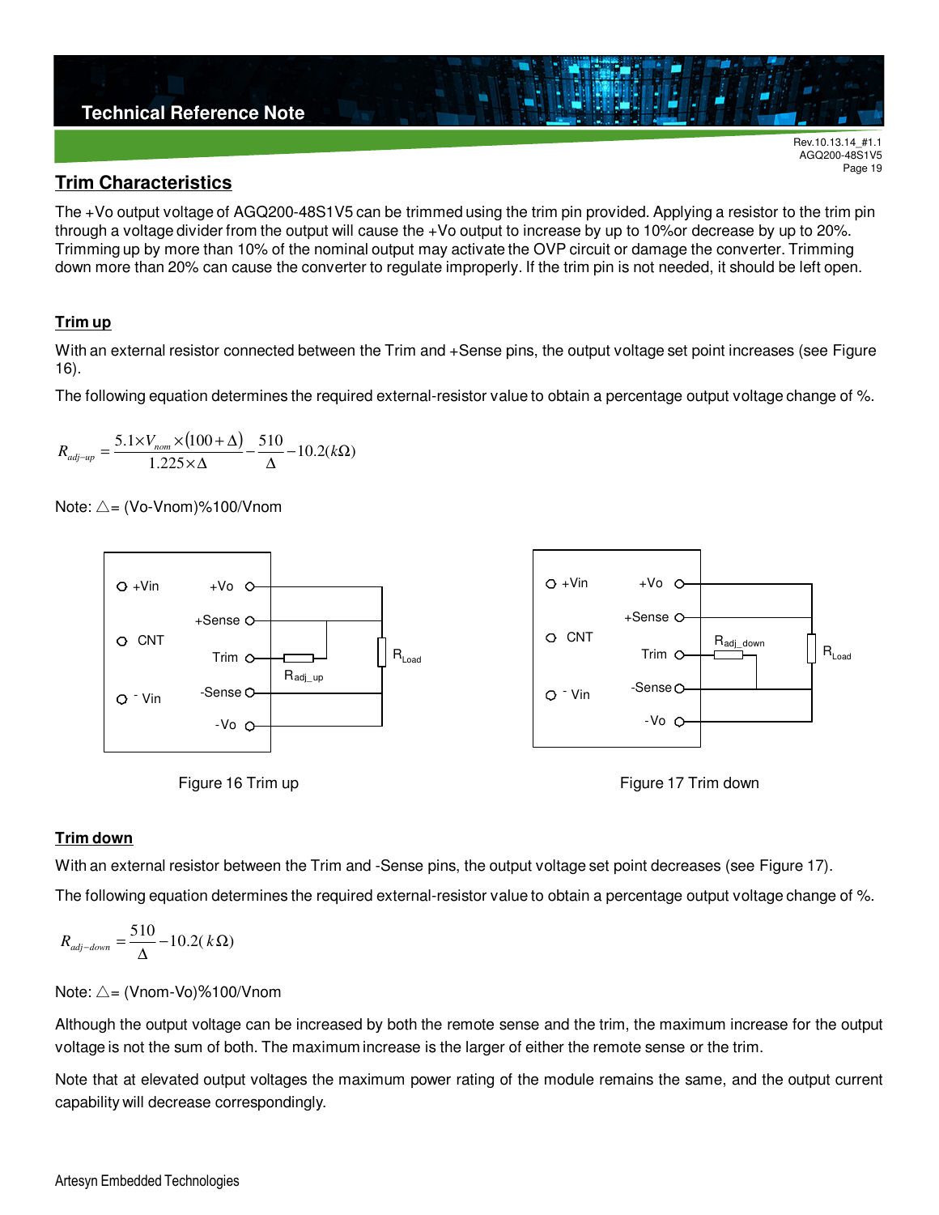## Trim Characteristics

The +Vo output voltage of AGQ200-48S1V5 can be trimmed using the trim pin provided. Applying a resistor to the trim pin through a voltage divider from the output will cause the +Vo output to increase by up to 10%or decrease by up to 20%. Trimming up by more than 10% of the nominal output may activate the OVP circuit or damage the converter. Trimming down more than 20% can cause the converter to regulate improperly. If the trim pin is not needed, it should be left open.

### Trim up

With an external resistor connected between the Trim and +Sense pins, the output voltage set point increases (see Figure 16).

The following equation determines the required external-resistor value to obtain a percentage output voltage change of %.

$$R_{adj-up} = \frac{5.1 \times V_{nom} \times (100 + \Delta)}{1.225 \times \Delta} - \frac{510}{\Delta} - 10.2(k\Omega)$$

Note: $\triangle$= (Vo-Vnom)%100/Vnom

Figure 16 Trim up

Figure 17 Trim down

### Trim down

With an external resistor between the Trim and -Sense pins, the output voltage set point decreases (see Figure 17).

The following equation determines the required external-resistor value to obtain a percentage output voltage change of %.

$$R_{adj-down} = \frac{510}{\Delta} - 10.2(k\Omega)$$

Note: $\triangle$= (Vnom-Vo)%100/Vnom

Although the output voltage can be increased by both the remote sense and the trim, the maximum increase for the output voltage is not the sum of both. The maximum increase is the larger of either the remote sense or the trim.

Note that at elevated output voltages the maximum power rating of the module remains the same, and the output current capability will decrease correspondingly.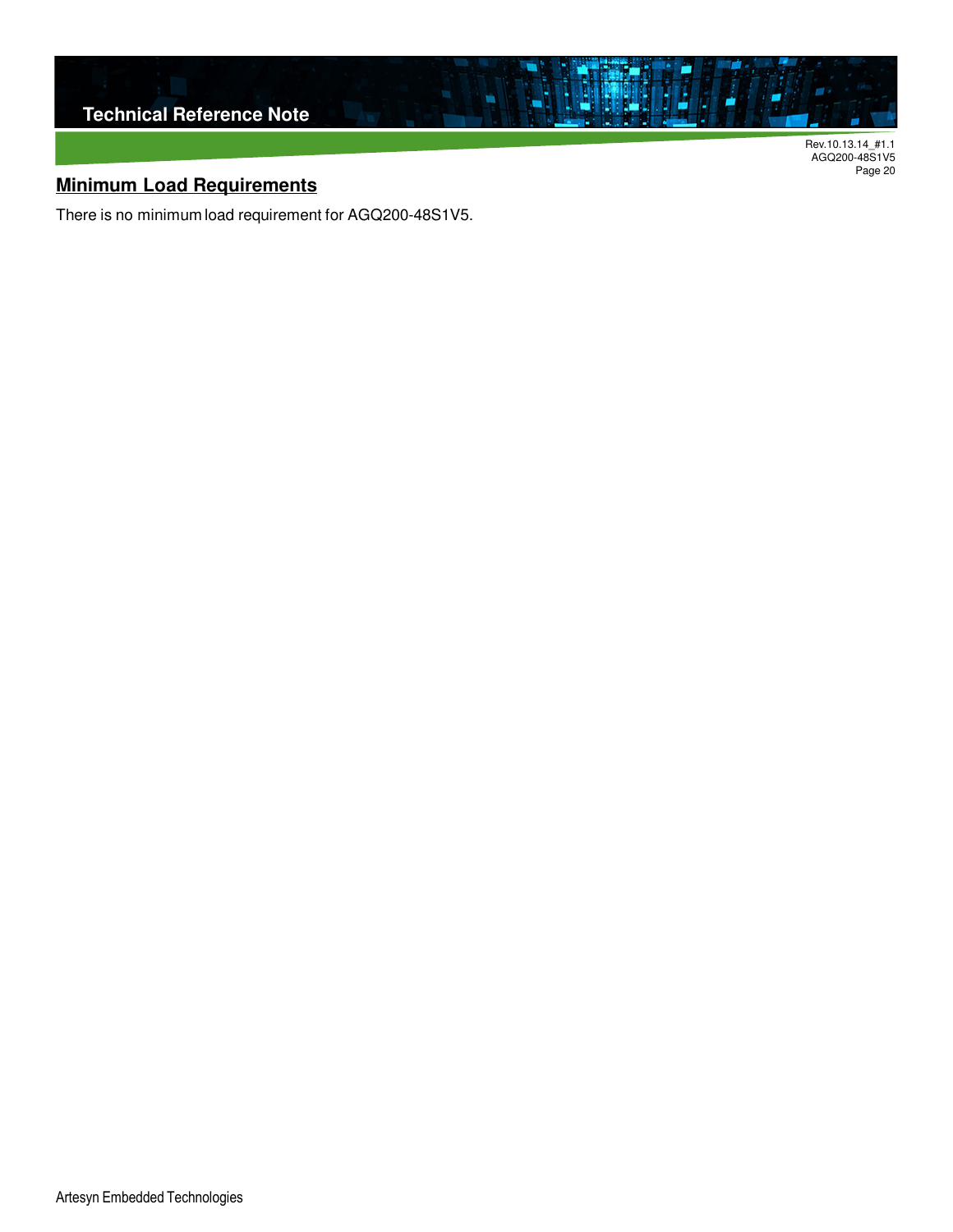## Minimum Load Requirements

There is no minimum load requirement for AGQ200-48S1V5.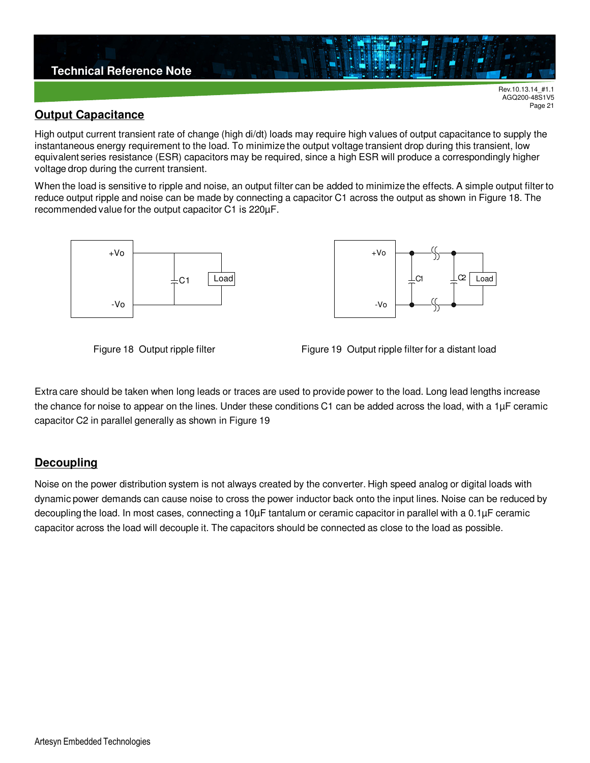## Output Capacitance

High output current transient rate of change (high di/dt) loads may require high values of output capacitance to supply the instantaneous energy requirement to the load. To minimize the output voltage transient drop during this transient, low equivalent series resistance (ESR) capacitors may be required, since a high ESR will produce a correspondingly higher voltage drop during the current transient.

When the load is sensitive to ripple and noise, an output filter can be added to minimize the effects. A simple output filter to reduce output ripple and noise can be made by connecting a capacitor C1 across the output as shown in Figure 18. The recommended value for the output capacitor C1 is 220µF.

Figure 18 Output ripple filter

Figure 19 Output ripple filter for a distant load

Extra care should be taken when long leads or traces are used to provide power to the load. Long lead lengths increase the chance for noise to appear on the lines. Under these conditions C1 can be added across the load, with a 1µF ceramic capacitor C2 in parallel generally as shown in Figure 19

## Decoupling

Noise on the power distribution system is not always created by the converter. High speed analog or digital loads with dynamic power demands can cause noise to cross the power inductor back onto the input lines. Noise can be reduced by decoupling the load. In most cases, connecting a 10µF tantalum or ceramic capacitor in parallel with a 0.1µF ceramic capacitor across the load will decouple it. The capacitors should be connected as close to the load as possible.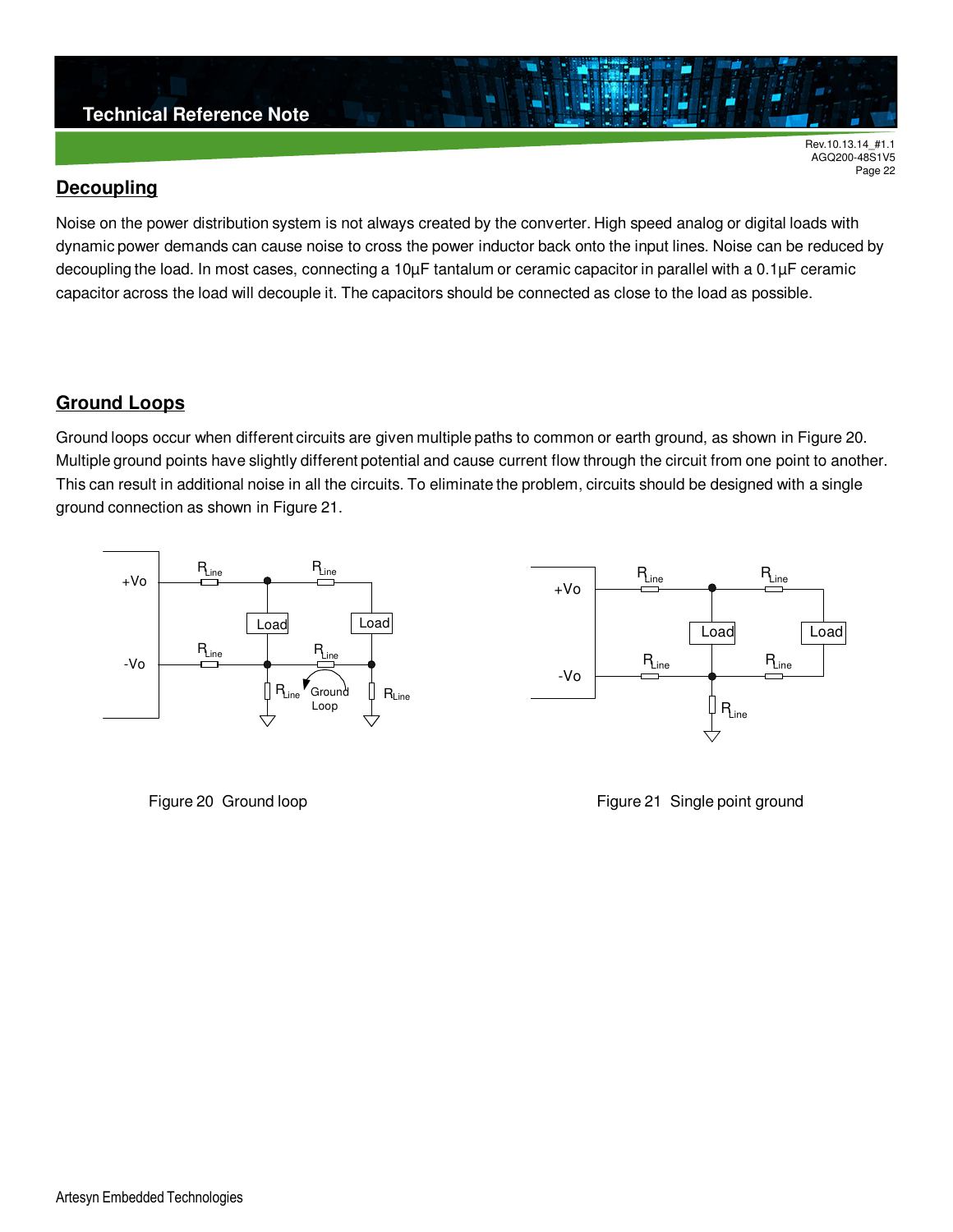## Decoupling

Noise on the power distribution system is not always created by the converter. High speed analog or digital loads with dynamic power demands can cause noise to cross the power inductor back onto the input lines. Noise can be reduced by decoupling the load. In most cases, connecting a 10µF tantalum or ceramic capacitor in parallel with a 0.1µF ceramic capacitor across the load will decouple it. The capacitors should be connected as close to the load as possible.

## Ground Loops

Ground loops occur when different circuits are given multiple paths to common or earth ground, as shown in Figure 20. Multiple ground points have slightly different potential and cause current flow through the circuit from one point to another. This can result in additional noise in all the circuits. To eliminate the problem, circuits should be designed with a single ground connection as shown in Figure 21.

Figure 20 Ground loop

Figure 21 Single point ground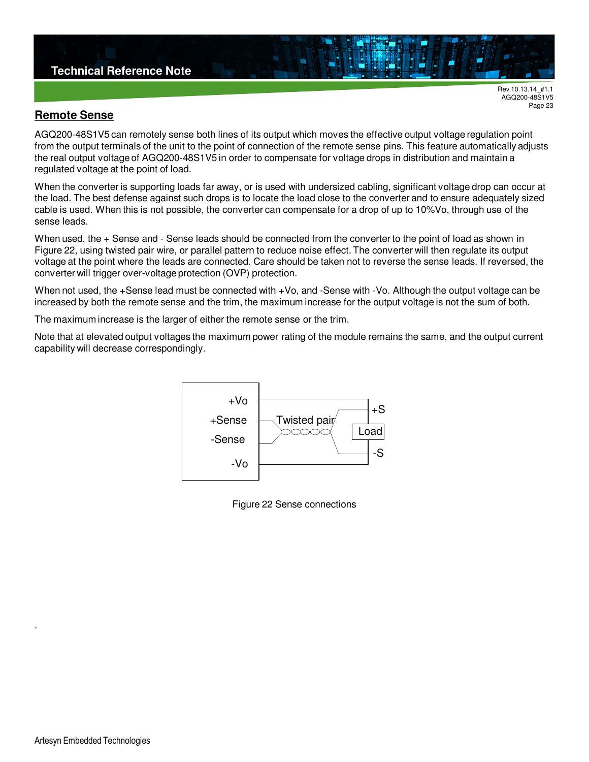## Remote Sense

AGQ200-48S1V5 can remotely sense both lines of its output which moves the effective output voltage regulation point from the output terminals of the unit to the point of connection of the remote sense pins. This feature automatically adjusts the real output voltage of AGQ200-48S1V5 in order to compensate for voltage drops in distribution and maintain a regulated voltage at the point of load.

When the converter is supporting loads far away, or is used with undersized cabling, significant voltage drop can occur at the load. The best defense against such drops is to locate the load close to the converter and to ensure adequately sized cable is used. When this is not possible, the converter can compensate for a drop of up to 10%Vo, through use of the sense leads.

When used, the + Sense and - Sense leads should be connected from the converter to the point of load as shown in Figure 22, using twisted pair wire, or parallel pattern to reduce noise effect. The converter will then regulate its output voltage at the point where the leads are connected. Care should be taken not to reverse the sense leads. If reversed, the converter will trigger over-voltage protection (OVP) protection.

When not used, the +Sense lead must be connected with +Vo, and -Sense with -Vo. Although the output voltage can be increased by both the remote sense and the trim, the maximum increase for the output voltage is not the sum of both.

The maximum increase is the larger of either the remote sense or the trim.

Note that at elevated output voltages the maximum power rating of the module remains the same, and the output current capability will decrease correspondingly.

+Vo
+Sense
-Sense
-Vo
Twisted pair
+S
Load
-S

Figure 22 Sense connections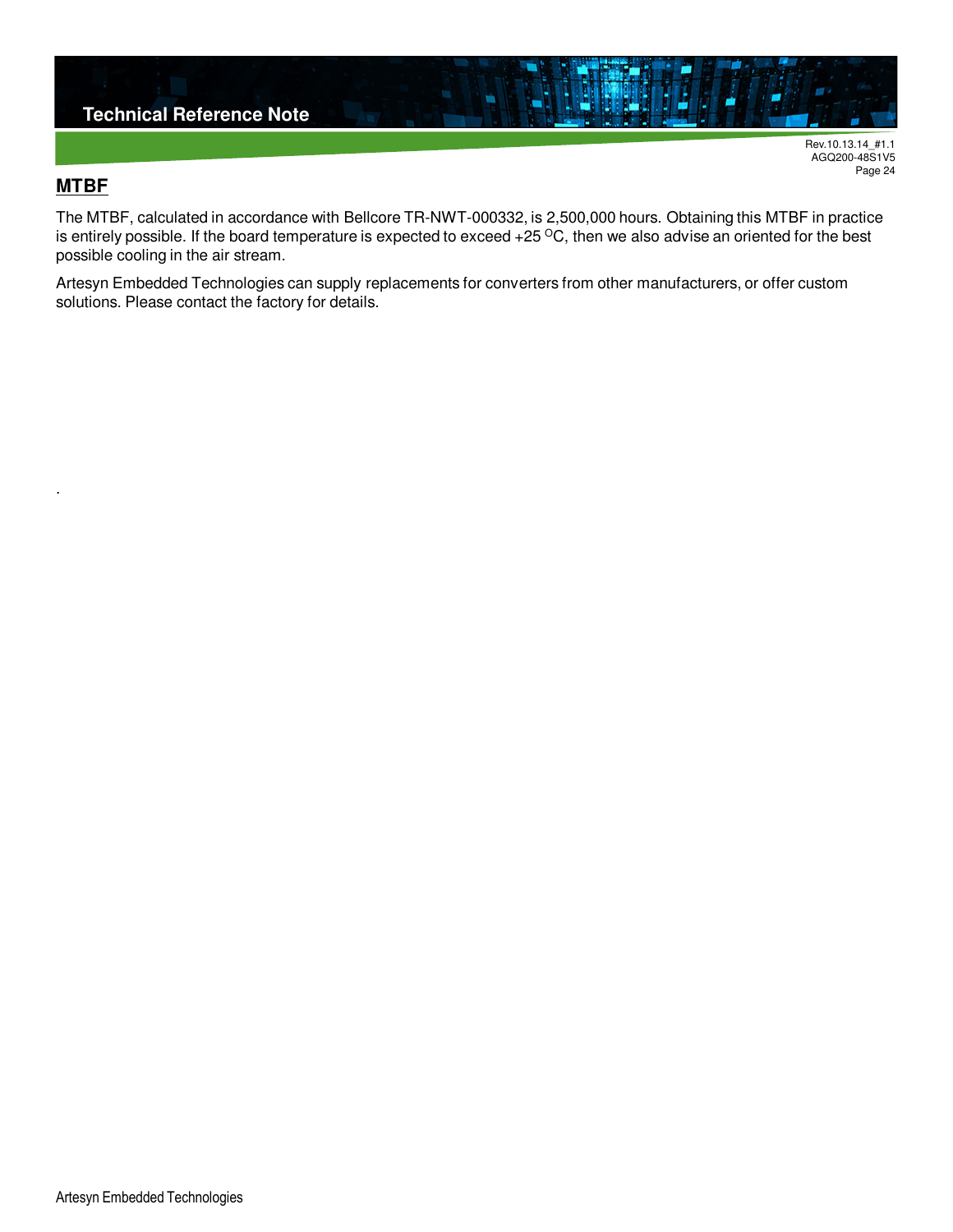## MTBF

The MTBF, calculated in accordance with Bellcore TR-NWT-000332, is 2,500,000 hours. Obtaining this MTBF in practice is entirely possible. If the board temperature is expected to exceed +25 $^{O}$C, then we also advise an oriented for the best possible cooling in the air stream.

Artesyn Embedded Technologies can supply replacements for converters from other manufacturers, or offer custom solutions. Please contact the factory for details.

.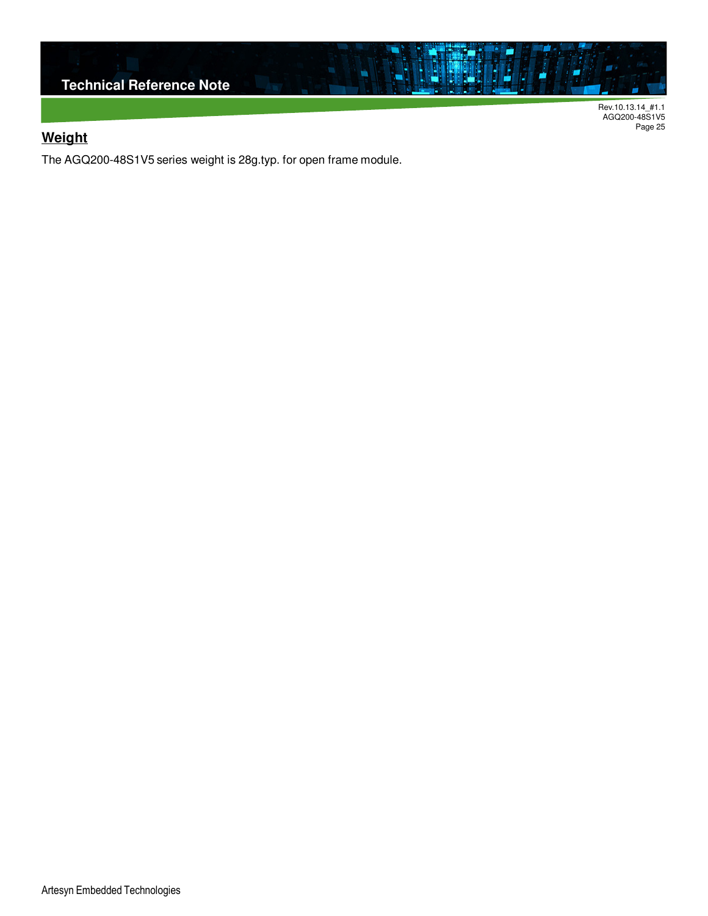## Weight

The AGQ200-48S1V5 series weight is 28g.typ. for open frame module.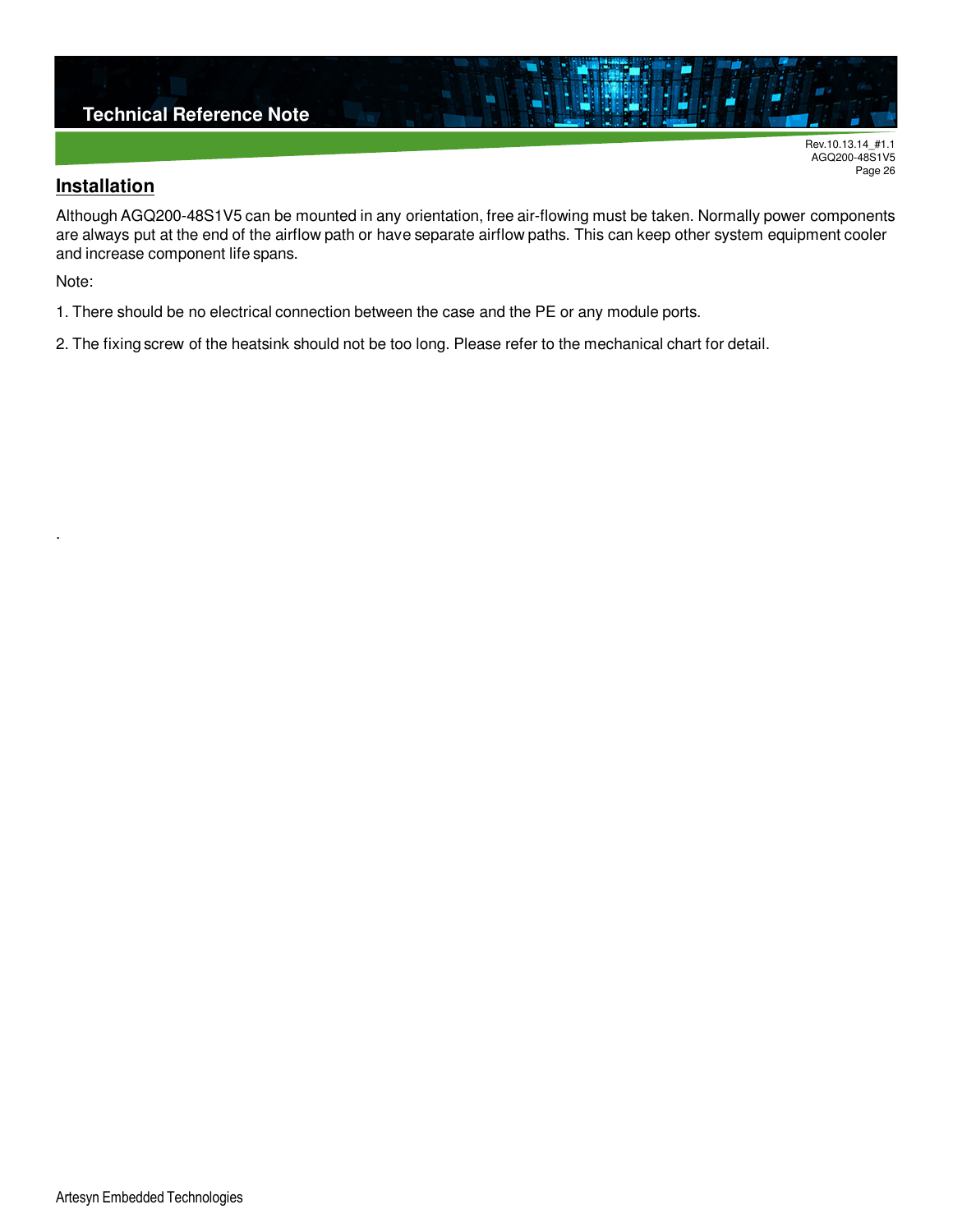## Installation

Although AGQ200-48S1V5 can be mounted in any orientation, free air-flowing must be taken. Normally power components are always put at the end of the airflow path or have separate airflow paths. This can keep other system equipment cooler and increase component life spans.

Note:

1. There should be no electrical connection between the case and the PE or any module ports.

2. The fixing screw of the heatsink should not be too long. Please refer to the mechanical chart for detail.

.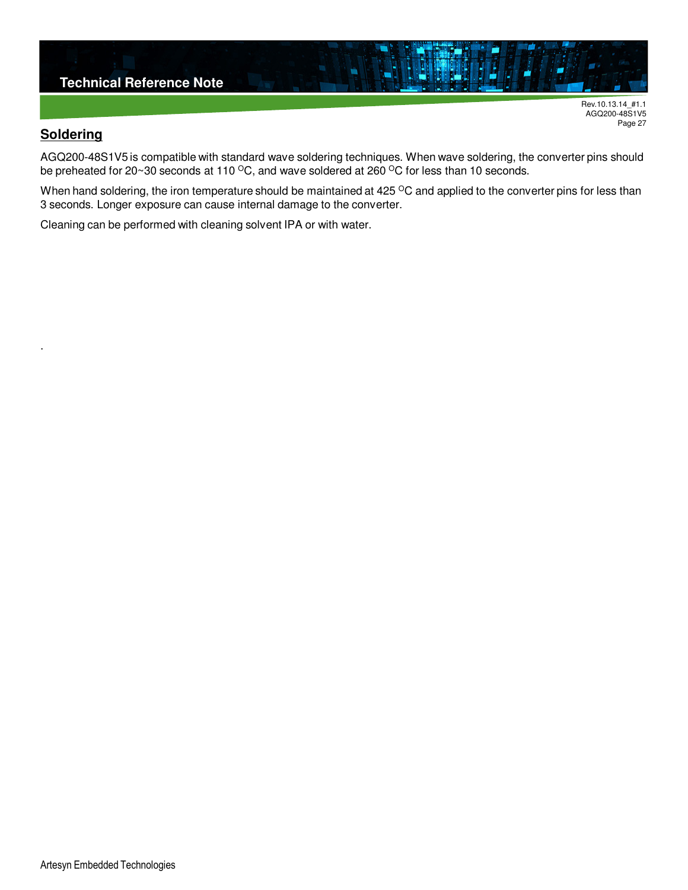## Soldering

AGQ200-48S1V5 is compatible with standard wave soldering techniques. When wave soldering, the converter pins should be preheated for 20~30 seconds at 110 $^{O}$C, and wave soldered at 260 $^{O}$C for less than 10 seconds.

When hand soldering, the iron temperature should be maintained at 425 $^{O}$C and applied to the converter pins for less than 3 seconds. Longer exposure can cause internal damage to the converter.

Cleaning can be performed with cleaning solvent IPA or with water.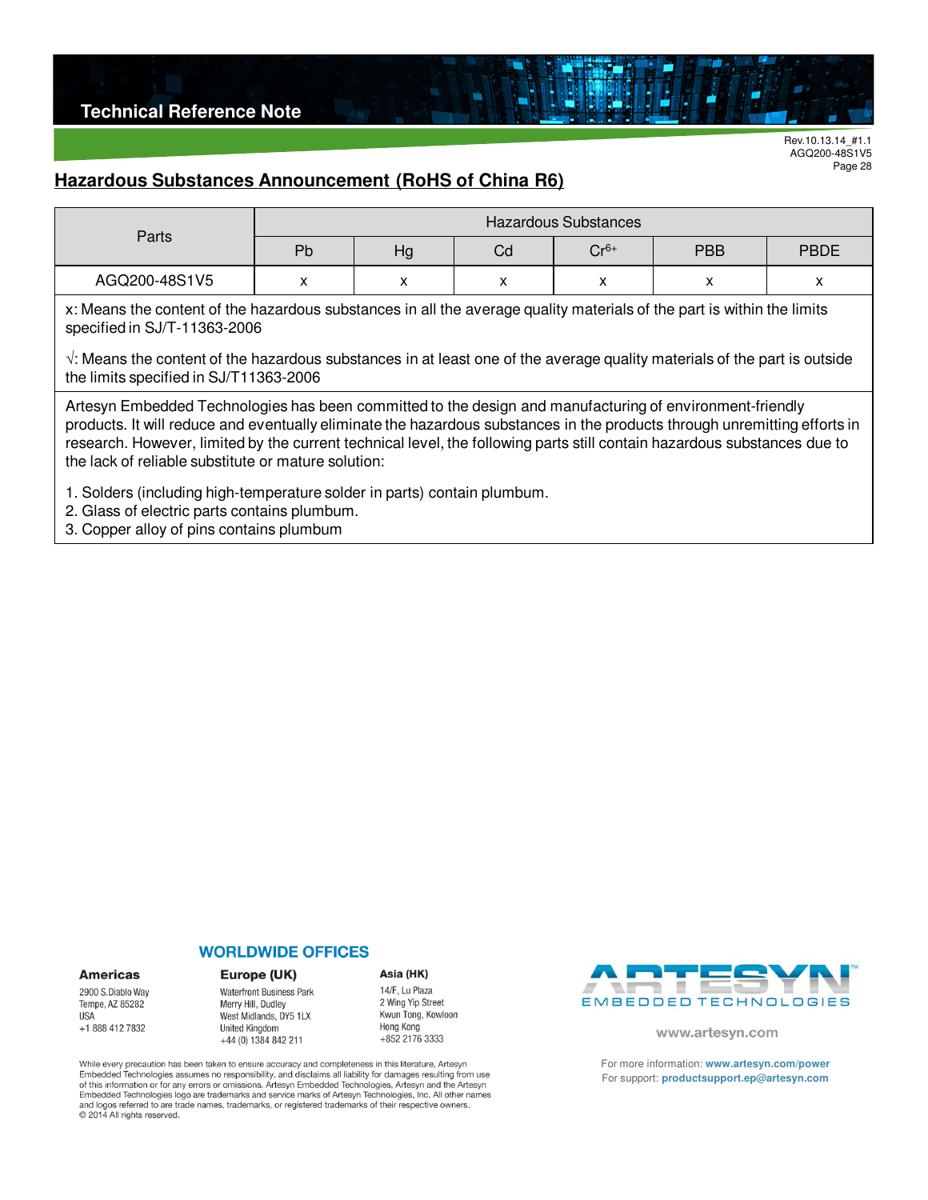## Hazardous Substances Announcement (RoHS of China R6)

| Parts | Hazardous Substances | | | | | |
|---|---|---|---|---|---|---|
| | Pb | Hg | Cd | $Cr^{6+}$ | PBB | PBDE |
| AGQ200-48S1V5 | x | x | x | x | x | x |

x: Means the content of the hazardous substances in all the average quality materials of the part is within the limits specified in SJ/T-11363-2006

√: Means the content of the hazardous substances in at least one of the average quality materials of the part is outside the limits specified in SJ/T11363-2006

Artesyn Embedded Technologies has been committed to the design and manufacturing of environment-friendly products. It will reduce and eventually eliminate the hazardous substances in the products through unremitting efforts in research. However, limited by the current technical level, the following parts still contain hazardous substances due to the lack of reliable substitute or mature solution:

1. Solders (including high-temperature solder in parts) contain plumbum.
2. Glass of electric parts contains plumbum.
3. Copper alloy of pins contains plumbum

### WORLDWIDE OFFICES

**Americas**
2900 S.Diablo Way
Tempe, AZ 85282
USA
+1 888 412 7832

**Europe (UK)**
Waterfront Business Park
Merry Hill, Dudley
West Midlands, DY5 1LX
United Kingdom
+44 (0) 1384 842 211

**Asia (HK)**
14/F, Lu Plaza
2 Wing Yip Street
Kwun Tong, Kowloon
Hong Kong
+852 2176 3333

ARTESYN EMBEDDED TECHNOLOGIES

www.artesyn.com

For more information: www.artesyn.com/power
For support: productsupport.ep@artesyn.com

While every precaution has been taken to ensure accuracy and completeness in this literature, Artesyn Embedded Technologies assumes no responsibility, and disclaims all liability for damages resulting from use of this information or for any errors or omissions. Artesyn Embedded Technologies, Artesyn and the Artesyn Embedded Technologies logo are trademarks and service marks of Artesyn Technologies, Inc. All other names and logos referred to are trade names, trademarks, or registered trademarks of their respective owners.
© 2014 All rights reserved.